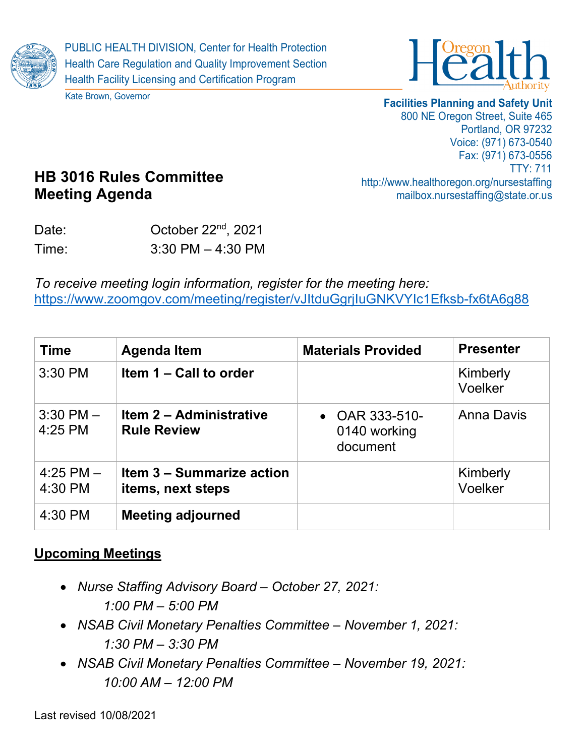PUBLIC HEALTH DIVISION, Center for Health Protection
Health Care Regulation and Quality Improvement Section
Health Facility Licensing and Certification Program

Kate Brown, Governor

Oregon Health Authority

**Facilities Planning and Safety Unit**
800 NE Oregon Street, Suite 465
Portland, OR 97232
Voice: (971) 673-0540
Fax: (971) 673-0556
TTY: 711
http://www.healthoregon.org/nursestaffing
mailbox.nursestaffing@state.or.us

# HB 3016 Rules Committee Meeting Agenda

Date: October 22nd, 2021
Time: 3:30 PM – 4:30 PM

*To receive meeting login information, register for the meeting here:*
https://www.zoomgov.com/meeting/register/vJItduGgrjIuGNKVYIc1Efksb-fx6tA6g88

| Time | Agenda Item | Materials Provided | Presenter |
|---|---|---|---|
| 3:30 PM | **Item 1 – Call to order** | | Kimberly Voelker |
| 3:30 PM – 4:25 PM | **Item 2 – Administrative Rule Review** | • OAR 333-510-0140 working document | Anna Davis |
| 4:25 PM – 4:30 PM | **Item 3 – Summarize action items, next steps** | | Kimberly Voelker |
| 4:30 PM | **Meeting adjourned** | | |

## Upcoming Meetings

- *Nurse Staffing Advisory Board – October 27, 2021: 1:00 PM – 5:00 PM*
- *NSAB Civil Monetary Penalties Committee – November 1, 2021: 1:30 PM – 3:30 PM*
- *NSAB Civil Monetary Penalties Committee – November 19, 2021: 10:00 AM – 12:00 PM*

Last revised 10/08/2021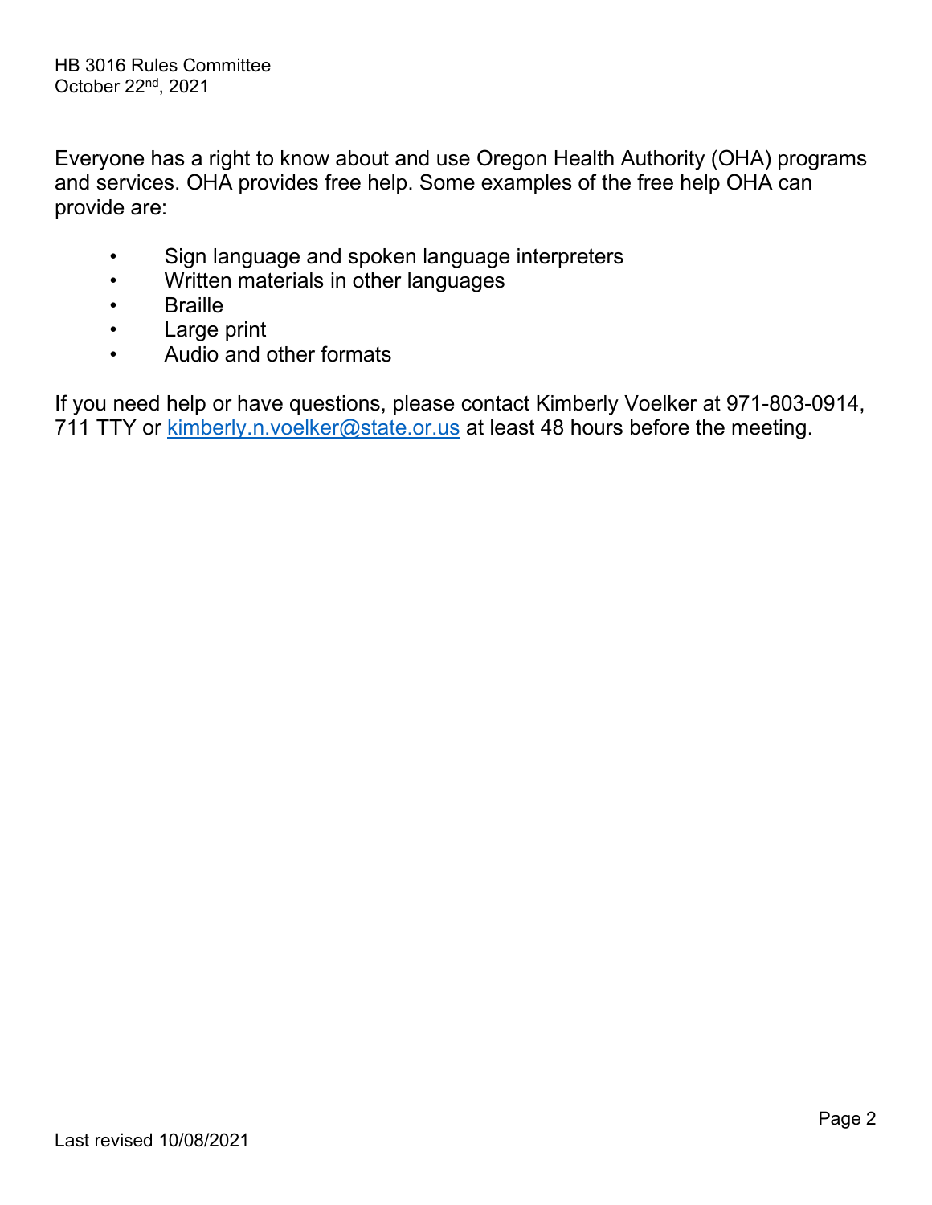Everyone has a right to know about and use Oregon Health Authority (OHA) programs and services. OHA provides free help. Some examples of the free help OHA can provide are:

- Sign language and spoken language interpreters
- Written materials in other languages
- Braille
- Large print
- Audio and other formats

If you need help or have questions, please contact Kimberly Voelker at 971-803-0914, 711 TTY or kimberly.n.voelker@state.or.us at least 48 hours before the meeting.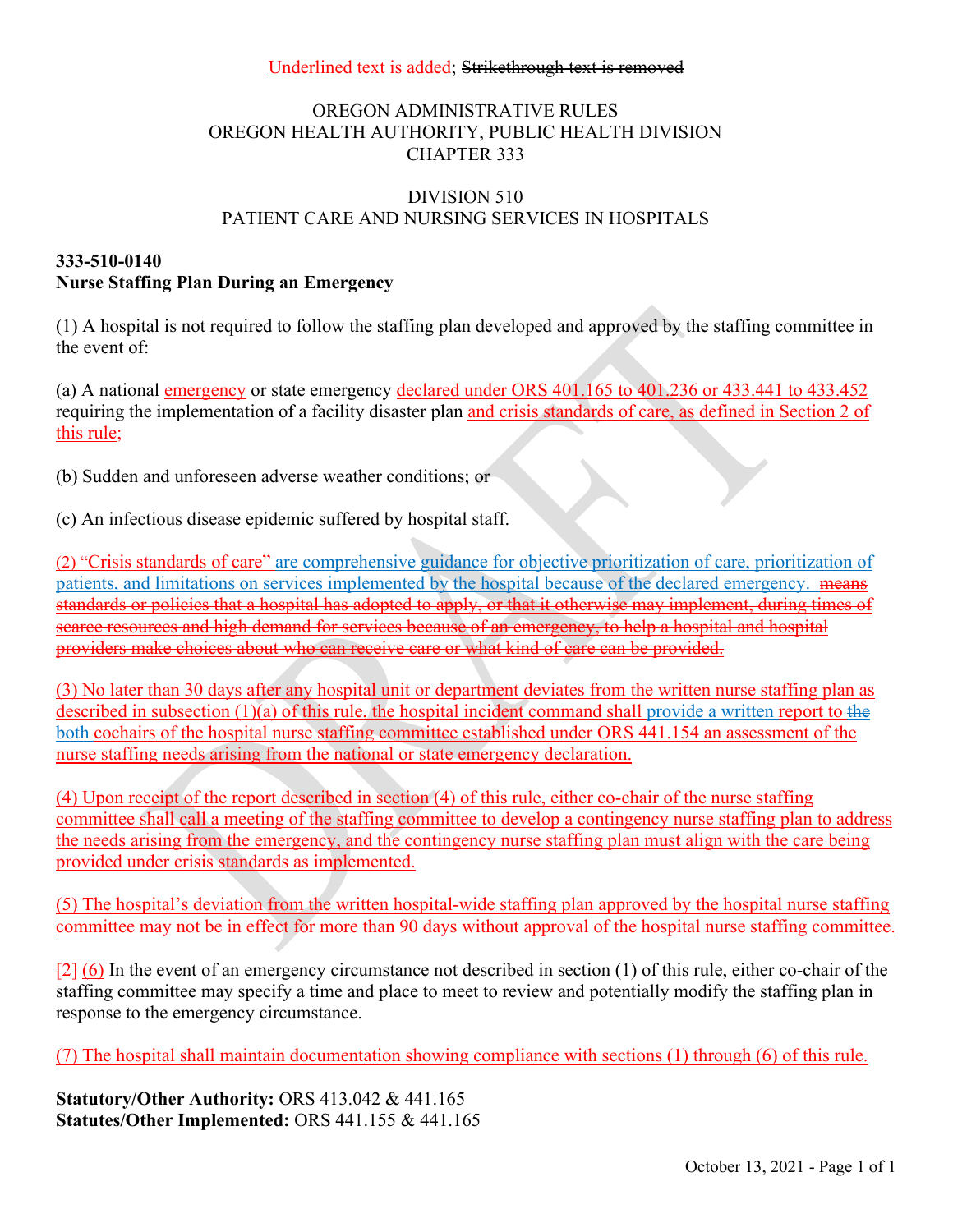Underlined text is added; ~~Strikethrough text is removed~~

OREGON ADMINISTRATIVE RULES
OREGON HEALTH AUTHORITY, PUBLIC HEALTH DIVISION
CHAPTER 333

DIVISION 510
PATIENT CARE AND NURSING SERVICES IN HOSPITALS

**333-510-0140**
**Nurse Staffing Plan During an Emergency**

(1) A hospital is not required to follow the staffing plan developed and approved by the staffing committee in the event of:

(a) A national emergency or state emergency declared under ORS 401.165 to 401.236 or 433.441 to 433.452 requiring the implementation of a facility disaster plan and crisis standards of care, as defined in Section 2 of this rule;

(b) Sudden and unforeseen adverse weather conditions; or

(c) An infectious disease epidemic suffered by hospital staff.

(2) "Crisis standards of care" are comprehensive guidance for objective prioritization of care, prioritization of patients, and limitations on services implemented by the hospital because of the declared emergency. ~~means standards or policies that a hospital has adopted to apply, or that it otherwise may implement, during times of scarce resources and high demand for services because of an emergency, to help a hospital and hospital providers make choices about who can receive care or what kind of care can be provided.~~

(3) No later than 30 days after any hospital unit or department deviates from the written nurse staffing plan as described in subsection (1)(a) of this rule, the hospital incident command shall provide a written report to ~~the~~ both cochairs of the hospital nurse staffing committee established under ORS 441.154 an assessment of the nurse staffing needs arising from the national or state emergency declaration.

(4) Upon receipt of the report described in section (4) of this rule, either co-chair of the nurse staffing committee shall call a meeting of the staffing committee to develop a contingency nurse staffing plan to address the needs arising from the emergency, and the contingency nurse staffing plan must align with the care being provided under crisis standards as implemented.

(5) The hospital's deviation from the written hospital-wide staffing plan approved by the hospital nurse staffing committee may not be in effect for more than 90 days without approval of the hospital nurse staffing committee.

~~[2]~~ (6) In the event of an emergency circumstance not described in section (1) of this rule, either co-chair of the staffing committee may specify a time and place to meet to review and potentially modify the staffing plan in response to the emergency circumstance.

(7) The hospital shall maintain documentation showing compliance with sections (1) through (6) of this rule.

**Statutory/Other Authority:** ORS 413.042 & 441.165
**Statutes/Other Implemented:** ORS 441.155 & 441.165

October 13, 2021